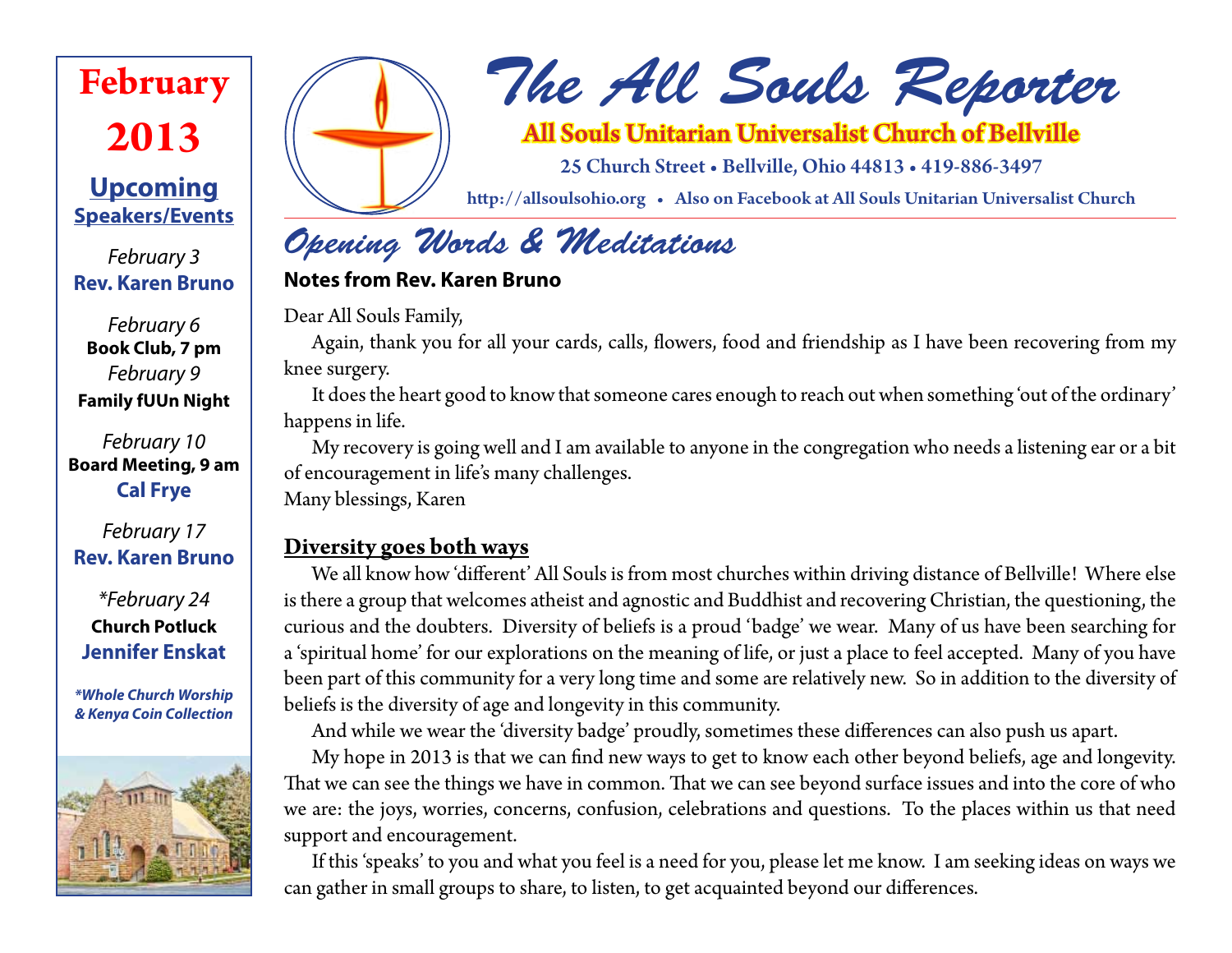# The All Souls Reporter

**All Souls Unitarian Universalist Church of Bellville**

25 Church Street • Bellville, Ohio 44813 • 419-886-3497

http://allsoulsohio.org • Also on Facebook at All Souls Unitarian Universalist Church

## February 2013

### Upcoming Speakers/Events

*February 3*
**Rev. Karen Bruno**

*February 6*
**Book Club, 7 pm**

*February 9*
**Family fUUn Night**

*February 10*
**Board Meeting, 9 am**
**Cal Frye**

*February 17*
**Rev. Karen Bruno**

*\*February 24*
**Church Potluck**
**Jennifer Enskat**

***\*Whole Church Worship & Kenya Coin Collection***

## Opening Words & Meditations

**Notes from Rev. Karen Bruno**

Dear All Souls Family,

Again, thank you for all your cards, calls, flowers, food and friendship as I have been recovering from my knee surgery.

It does the heart good to know that someone cares enough to reach out when something 'out of the ordinary' happens in life.

My recovery is going well and I am available to anyone in the congregation who needs a listening ear or a bit of encouragement in life's many challenges.

Many blessings, Karen

### Diversity goes both ways

We all know how 'different' All Souls is from most churches within driving distance of Bellville! Where else is there a group that welcomes atheist and agnostic and Buddhist and recovering Christian, the questioning, the curious and the doubters. Diversity of beliefs is a proud 'badge' we wear. Many of us have been searching for a 'spiritual home' for our explorations on the meaning of life, or just a place to feel accepted. Many of you have been part of this community for a very long time and some are relatively new. So in addition to the diversity of beliefs is the diversity of age and longevity in this community.

And while we wear the 'diversity badge' proudly, sometimes these differences can also push us apart.

My hope in 2013 is that we can find new ways to get to know each other beyond beliefs, age and longevity. That we can see the things we have in common. That we can see beyond surface issues and into the core of who we are: the joys, worries, concerns, confusion, celebrations and questions. To the places within us that need support and encouragement.

If this 'speaks' to you and what you feel is a need for you, please let me know. I am seeking ideas on ways we can gather in small groups to share, to listen, to get acquainted beyond our differences.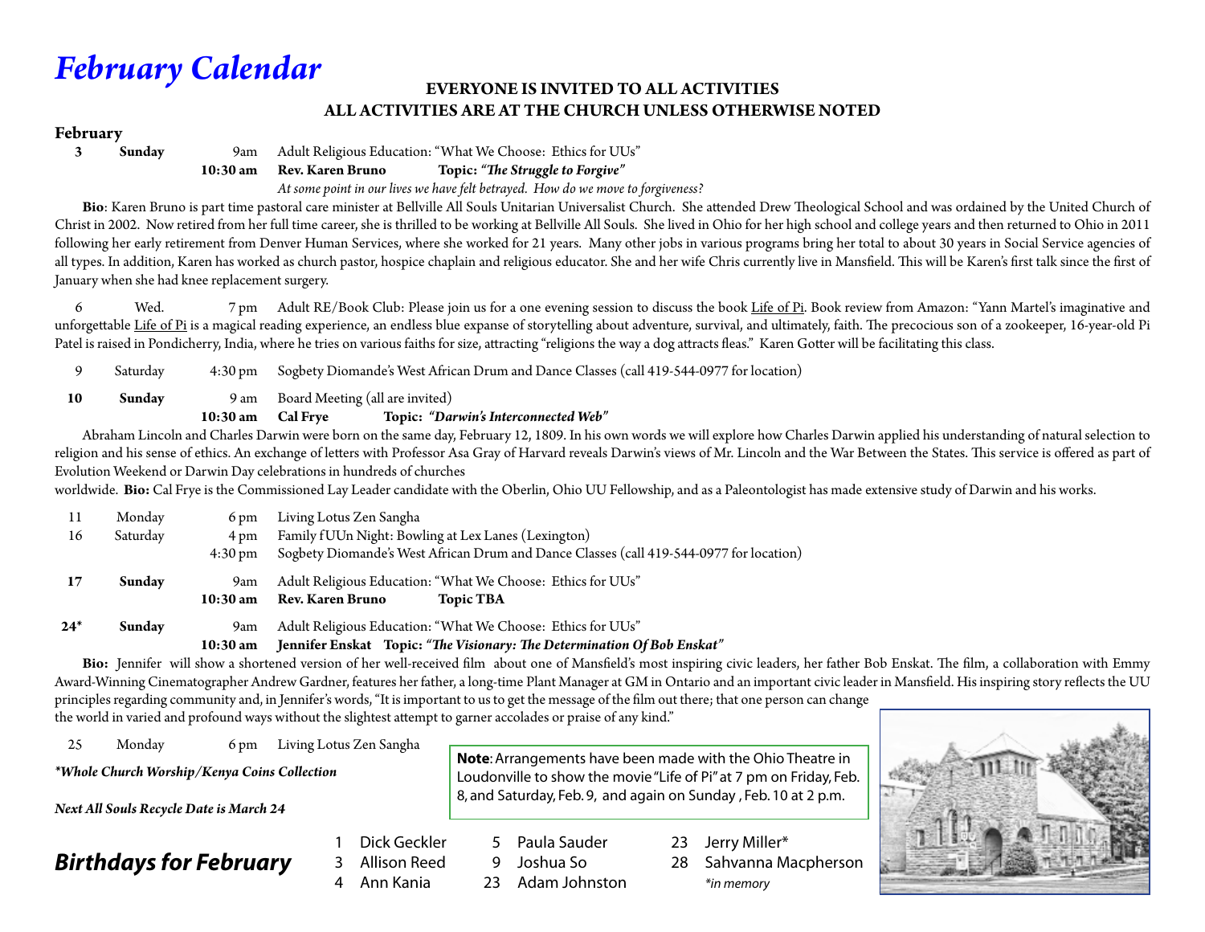# *February Calendar*

**EVERYONE IS INVITED TO ALL ACTIVITIES**
**ALL ACTIVITIES ARE AT THE CHURCH UNLESS OTHERWISE NOTED**

## February

**3 Sunday** 9am Adult Religious Education: "What We Choose: Ethics for UUs"
**10:30 am Rev. Karen Bruno Topic: *"The Struggle to Forgive"***
*At some point in our lives we have felt betrayed. How do we move to forgiveness?*

**Bio**: Karen Bruno is part time pastoral care minister at Bellville All Souls Unitarian Universalist Church. She attended Drew Theological School and was ordained by the United Church of Christ in 2002. Now retired from her full time career, she is thrilled to be working at Bellville All Souls. She lived in Ohio for her high school and college years and then returned to Ohio in 2011 following her early retirement from Denver Human Services, where she worked for 21 years. Many other jobs in various programs bring her total to about 30 years in Social Service agencies of all types. In addition, Karen has worked as church pastor, hospice chaplain and religious educator. She and her wife Chris currently live in Mansfield. This will be Karen's first talk since the first of January when she had knee replacement surgery.

6 Wed. 7 pm Adult RE/Book Club: Please join us for a one evening session to discuss the book Life of Pi. Book review from Amazon: "Yann Martel's imaginative and unforgettable Life of Pi is a magical reading experience, an endless blue expanse of storytelling about adventure, survival, and ultimately, faith. The precocious son of a zookeeper, 16-year-old Pi Patel is raised in Pondicherry, India, where he tries on various faiths for size, attracting "religions the way a dog attracts fleas." Karen Gotter will be facilitating this class.

9 Saturday 4:30 pm Sogbety Diomande's West African Drum and Dance Classes (call 419-544-0977 for location)

**10 Sunday** 9 am Board Meeting (all are invited)
**10:30 am Cal Frye Topic: *"Darwin's Interconnected Web"***

Abraham Lincoln and Charles Darwin were born on the same day, February 12, 1809. In his own words we will explore how Charles Darwin applied his understanding of natural selection to religion and his sense of ethics. An exchange of letters with Professor Asa Gray of Harvard reveals Darwin's views of Mr. Lincoln and the War Between the States. This service is offered as part of Evolution Weekend or Darwin Day celebrations in hundreds of churches worldwide. **Bio:** Cal Frye is the Commissioned Lay Leader candidate with the Oberlin, Ohio UU Fellowship, and as a Paleontologist has made extensive study of Darwin and his works.

11 Monday 6 pm Living Lotus Zen Sangha
16 Saturday 4 pm Family fUUn Night: Bowling at Lex Lanes (Lexington)
4:30 pm Sogbety Diomande's West African Drum and Dance Classes (call 419-544-0977 for location)

**17 Sunday** 9am Adult Religious Education: "What We Choose: Ethics for UUs"
**10:30 am Rev. Karen Bruno Topic TBA**

**24\* Sunday** 9am Adult Religious Education: "What We Choose: Ethics for UUs"
**10:30 am Jennifer Enskat Topic: *"The Visionary: The Determination Of Bob Enskat"***

**Bio:** Jennifer will show a shortened version of her well-received film about one of Mansfield's most inspiring civic leaders, her father Bob Enskat. The film, a collaboration with Emmy Award-Winning Cinematographer Andrew Gardner, features her father, a long-time Plant Manager at GM in Ontario and an important civic leader in Mansfield. His inspiring story reflects the UU principles regarding community and, in Jennifer's words, "It is important to us to get the message of the film out there; that one person can change the world in varied and profound ways without the slightest attempt to garner accolades or praise of any kind."

25 Monday 6 pm Living Lotus Zen Sangha

***\*Whole Church Worship/Kenya Coins Collection***

***Next All Souls Recycle Date is March 24***

**Note**: Arrangements have been made with the Ohio Theatre in Loudonville to show the movie "Life of Pi" at 7 pm on Friday, Feb. 8, and Saturday, Feb. 9, and again on Sunday , Feb. 10 at 2 p.m.

## *Birthdays for February*

- 1 Dick Geckler
- 3 Allison Reed
- 4 Ann Kania
- 5 Paula Sauder
- 9 Joshua So
- 23 Adam Johnston
- 23 Jerry Miller*
- 28 Sahvanna Macpherson

*\*in memory*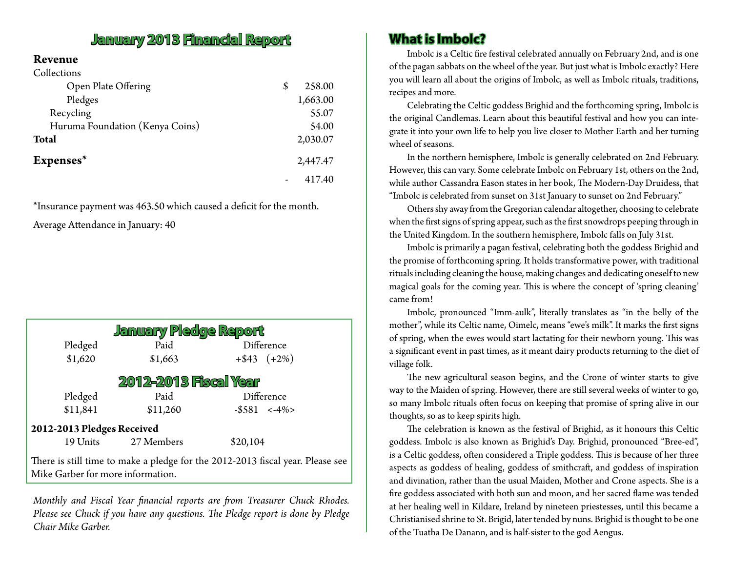## January 2013 Financial Report

| | |
|---|---|
| **Revenue** | |
| Collections | |
| Open Plate Offering | $ 258.00 |
| Pledges | 1,663.00 |
| Recycling | 55.07 |
| Huruma Foundation (Kenya Coins) | 54.00 |
| **Total** | 2,030.07 |
| **Expenses*** | 2,447.47 |
| | - 417.40 |

*Insurance payment was 463.50 which caused a deficit for the month.

Average Attendance in January: 40

## January Pledge Report

| Pledged | Paid | Difference |
|---|---|---|
| $1,620 | $1,663 | +$43 (+2%) |

## 2012-2013 Fiscal Year

| Pledged | Paid | Difference |
|---|---|---|
| $11,841 | $11,260 | -$581 <-4%> |

**2012-2013 Pledges Received**

19 Units 27 Members $20,104

There is still time to make a pledge for the 2012-2013 fiscal year. Please see Mike Garber for more information.

*Monthly and Fiscal Year financial reports are from Treasurer Chuck Rhodes. Please see Chuck if you have any questions. The Pledge report is done by Pledge Chair Mike Garber.*

## What is Imbolc?

Imbolc is a Celtic fire festival celebrated annually on February 2nd, and is one of the pagan sabbats on the wheel of the year. But just what is Imbolc exactly? Here you will learn all about the origins of Imbolc, as well as Imbolc rituals, traditions, recipes and more.

Celebrating the Celtic goddess Brighid and the forthcoming spring, Imbolc is the original Candlemas. Learn about this beautiful festival and how you can integrate it into your own life to help you live closer to Mother Earth and her turning wheel of seasons.

In the northern hemisphere, Imbolc is generally celebrated on 2nd February. However, this can vary. Some celebrate Imbolc on February 1st, others on the 2nd, while author Cassandra Eason states in her book, The Modern-Day Druidess, that "Imbolc is celebrated from sunset on 31st January to sunset on 2nd February."

Others shy away from the Gregorian calendar altogether, choosing to celebrate when the first signs of spring appear, such as the first snowdrops peeping through in the United Kingdom. In the southern hemisphere, Imbolc falls on July 31st.

Imbolc is primarily a pagan festival, celebrating both the goddess Brighid and the promise of forthcoming spring. It holds transformative power, with traditional rituals including cleaning the house, making changes and dedicating oneself to new magical goals for the coming year. This is where the concept of 'spring cleaning' came from!

Imbolc, pronounced "Imm-aulk", literally translates as "in the belly of the mother", while its Celtic name, Oimelc, means "ewe's milk". It marks the first signs of spring, when the ewes would start lactating for their newborn young. This was a significant event in past times, as it meant dairy products returning to the diet of village folk.

The new agricultural season begins, and the Crone of winter starts to give way to the Maiden of spring. However, there are still several weeks of winter to go, so many Imbolc rituals often focus on keeping that promise of spring alive in our thoughts, so as to keep spirits high.

The celebration is known as the festival of Brighid, as it honours this Celtic goddess. Imbolc is also known as Brighid's Day. Brighid, pronounced "Bree-ed", is a Celtic goddess, often considered a Triple goddess. This is because of her three aspects as goddess of healing, goddess of smithcraft, and goddess of inspiration and divination, rather than the usual Maiden, Mother and Crone aspects. She is a fire goddess associated with both sun and moon, and her sacred flame was tended at her healing well in Kildare, Ireland by nineteen priestesses, until this became a Christianised shrine to St. Brigid, later tended by nuns. Brighid is thought to be one of the Tuatha De Danann, and is half-sister to the god Aengus.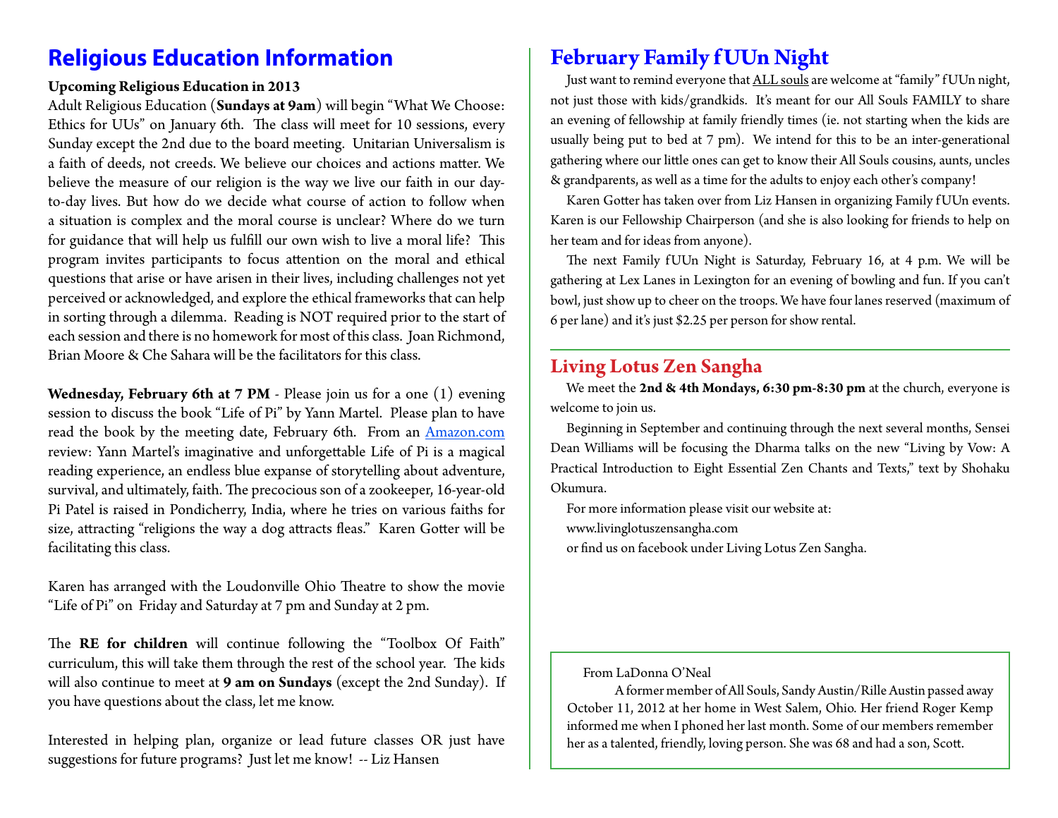# Religious Education Information

**Upcoming Religious Education in 2013**

Adult Religious Education (**Sundays at 9am**) will begin "What We Choose: Ethics for UUs" on January 6th. The class will meet for 10 sessions, every Sunday except the 2nd due to the board meeting. Unitarian Universalism is a faith of deeds, not creeds. We believe our choices and actions matter. We believe the measure of our religion is the way we live our faith in our day-to-day lives. But how do we decide what course of action to follow when a situation is complex and the moral course is unclear? Where do we turn for guidance that will help us fulfill our own wish to live a moral life? This program invites participants to focus attention on the moral and ethical questions that arise or have arisen in their lives, including challenges not yet perceived or acknowledged, and explore the ethical frameworks that can help in sorting through a dilemma. Reading is NOT required prior to the start of each session and there is no homework for most of this class. Joan Richmond, Brian Moore & Che Sahara will be the facilitators for this class.

**Wednesday, February 6th at 7 PM** - Please join us for a one (1) evening session to discuss the book "Life of Pi" by Yann Martel. Please plan to have read the book by the meeting date, February 6th. From an Amazon.com review: Yann Martel's imaginative and unforgettable Life of Pi is a magical reading experience, an endless blue expanse of storytelling about adventure, survival, and ultimately, faith. The precocious son of a zookeeper, 16-year-old Pi Patel is raised in Pondicherry, India, where he tries on various faiths for size, attracting "religions the way a dog attracts fleas." Karen Gotter will be facilitating this class.

Karen has arranged with the Loudonville Ohio Theatre to show the movie "Life of Pi" on Friday and Saturday at 7 pm and Sunday at 2 pm.

The **RE for children** will continue following the "Toolbox Of Faith" curriculum, this will take them through the rest of the school year. The kids will also continue to meet at **9 am on Sundays** (except the 2nd Sunday). If you have questions about the class, let me know.

Interested in helping plan, organize or lead future classes OR just have suggestions for future programs? Just let me know! -- Liz Hansen

# February Family fUUn Night

Just want to remind everyone that ALL souls are welcome at "family" fUUn night, not just those with kids/grandkids. It's meant for our All Souls FAMILY to share an evening of fellowship at family friendly times (ie. not starting when the kids are usually being put to bed at 7 pm). We intend for this to be an inter-generational gathering where our little ones can get to know their All Souls cousins, aunts, uncles & grandparents, as well as a time for the adults to enjoy each other's company!

Karen Gotter has taken over from Liz Hansen in organizing Family fUUn events. Karen is our Fellowship Chairperson (and she is also looking for friends to help on her team and for ideas from anyone).

The next Family fUUn Night is Saturday, February 16, at 4 p.m. We will be gathering at Lex Lanes in Lexington for an evening of bowling and fun. If you can't bowl, just show up to cheer on the troops. We have four lanes reserved (maximum of 6 per lane) and it's just $2.25 per person for show rental.

## Living Lotus Zen Sangha

We meet the **2nd & 4th Mondays, 6:30 pm-8:30 pm** at the church, everyone is welcome to join us.

Beginning in September and continuing through the next several months, Sensei Dean Williams will be focusing the Dharma talks on the new "Living by Vow: A Practical Introduction to Eight Essential Zen Chants and Texts," text by Shohaku Okumura.

For more information please visit our website at:
www.livinglotuszensangha.com
or find us on facebook under Living Lotus Zen Sangha.

From LaDonna O'Neal

A former member of All Souls, Sandy Austin/Rille Austin passed away October 11, 2012 at her home in West Salem, Ohio. Her friend Roger Kemp informed me when I phoned her last month. Some of our members remember her as a talented, friendly, loving person. She was 68 and had a son, Scott.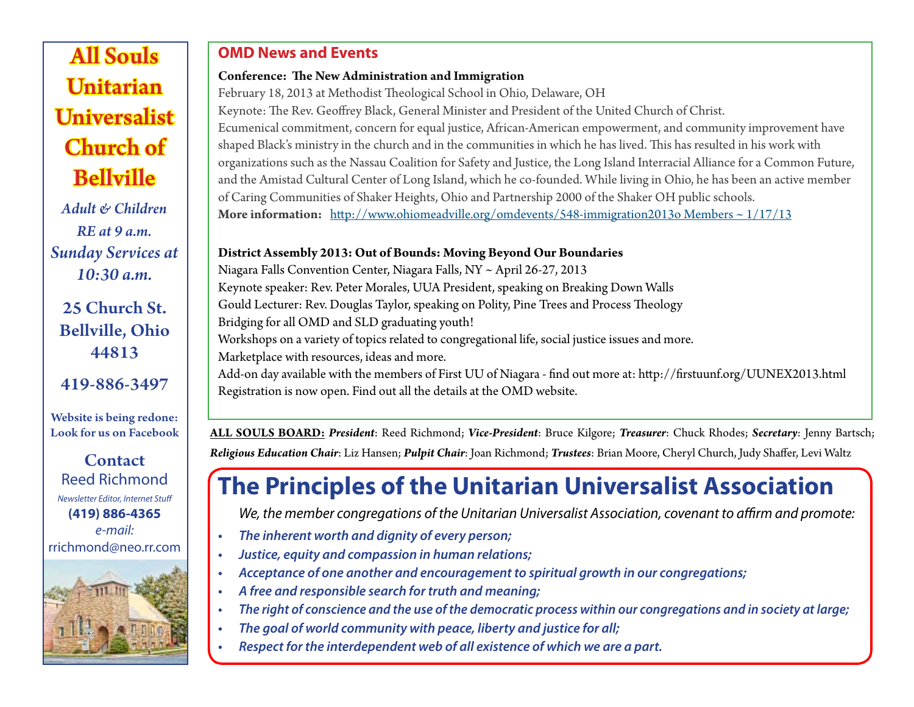# All Souls Unitarian Universalist Church of Bellville

*Adult & Children RE at 9 a.m.*
*Sunday Services at 10:30 a.m.*

**25 Church St.**
**Bellville, Ohio 44813**

**419-886-3497**

**Website is being redone: Look for us on Facebook**

**Contact**
Reed Richmond
*Newsletter Editor, Internet Stuff*
**(419) 886-4365**
*e-mail:*
rrichmond@neo.rr.com

## OMD News and Events

**Conference: The New Administration and Immigration**
February 18, 2013 at Methodist Theological School in Ohio, Delaware, OH
Keynote: The Rev. Geoffrey Black, General Minister and President of the United Church of Christ.
Ecumenical commitment, concern for equal justice, African-American empowerment, and community improvement have shaped Black's ministry in the church and in the communities in which he has lived. This has resulted in his work with organizations such as the Nassau Coalition for Safety and Justice, the Long Island Interracial Alliance for a Common Future, and the Amistad Cultural Center of Long Island, which he co-founded. While living in Ohio, he has been an active member of Caring Communities of Shaker Heights, Ohio and Partnership 2000 of the Shaker OH public schools.
**More information:** http://www.ohiomeadville.org/omdevents/548-immigration2013o Members ~ 1/17/13

**District Assembly 2013: Out of Bounds: Moving Beyond Our Boundaries**
Niagara Falls Convention Center, Niagara Falls, NY ~ April 26-27, 2013
Keynote speaker: Rev. Peter Morales, UUA President, speaking on Breaking Down Walls
Gould Lecturer: Rev. Douglas Taylor, speaking on Polity, Pine Trees and Process Theology
Bridging for all OMD and SLD graduating youth!
Workshops on a variety of topics related to congregational life, social justice issues and more.
Marketplace with resources, ideas and more.
Add-on day available with the members of First UU of Niagara - find out more at: http://firstuunf.org/UUNEX2013.html
Registration is now open. Find out all the details at the OMD website.

**ALL SOULS BOARD:** ***President***: Reed Richmond; ***Vice-President***: Bruce Kilgore; ***Treasurer***: Chuck Rhodes; ***Secretary***: Jenny Bartsch; ***Religious Education Chair***: Liz Hansen; ***Pulpit Chair***: Joan Richmond; ***Trustees***: Brian Moore, Cheryl Church, Judy Shaffer, Levi Waltz

## The Principles of the Unitarian Universalist Association

*We, the member congregations of the Unitarian Universalist Association, covenant to affirm and promote:*

- ***The inherent worth and dignity of every person;***
- ***Justice, equity and compassion in human relations;***
- ***Acceptance of one another and encouragement to spiritual growth in our congregations;***
- ***A free and responsible search for truth and meaning;***
- ***The right of conscience and the use of the democratic process within our congregations and in society at large;***
- ***The goal of world community with peace, liberty and justice for all;***
- ***Respect for the interdependent web of all existence of which we are a part.***